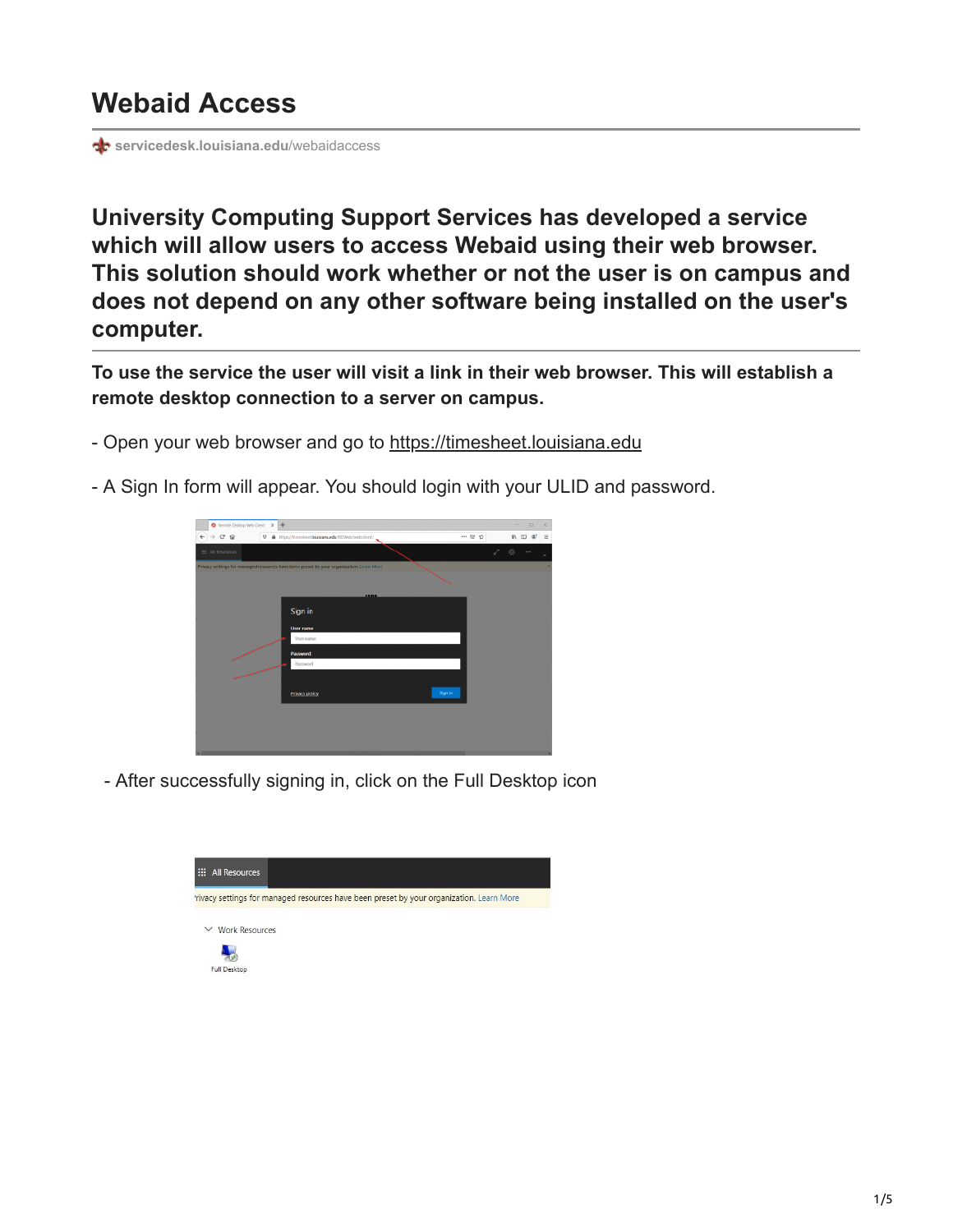# Webaid Access

servicedesk.louisiana.edu/webaidaccess

## University Computing Support Services has developed a service which will allow users to access Webaid using their web browser. This solution should work whether or not the user is on campus and does not depend on any other software being installed on the user's computer.

**To use the service the user will visit a link in their web browser. This will establish a remote desktop connection to a server on campus.**

- Open your web browser and go to https://timesheet.louisiana.edu

- A Sign In form will appear. You should login with your ULID and password.

- After successfully signing in, click on the Full Desktop icon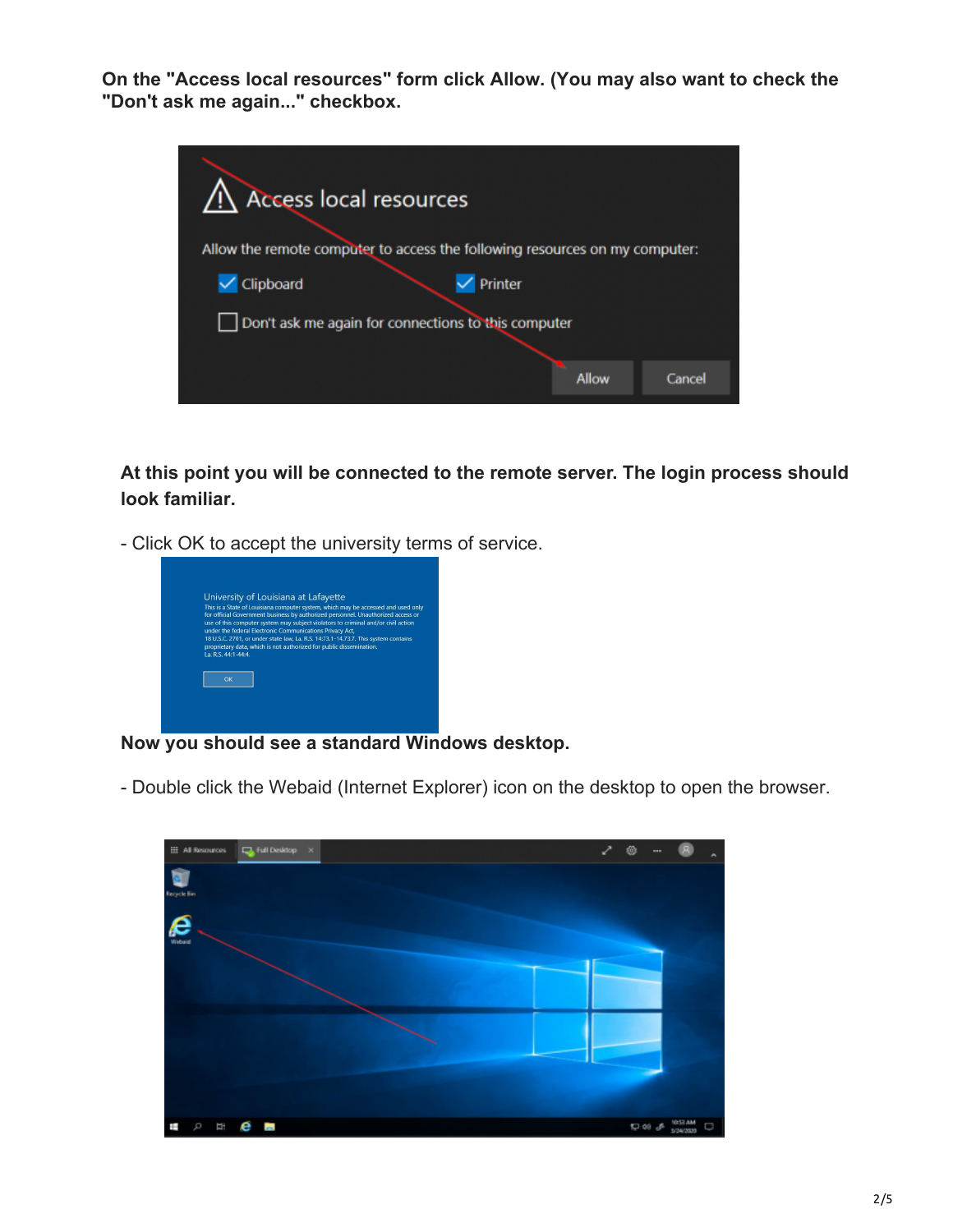**On the "Access local resources" form click Allow. (You may also want to check the "Don't ask me again..." checkbox.**

**At this point you will be connected to the remote server. The login process should look familiar.**

- Click OK to accept the university terms of service.

**Now you should see a standard Windows desktop.**

- Double click the Webaid (Internet Explorer) icon on the desktop to open the browser.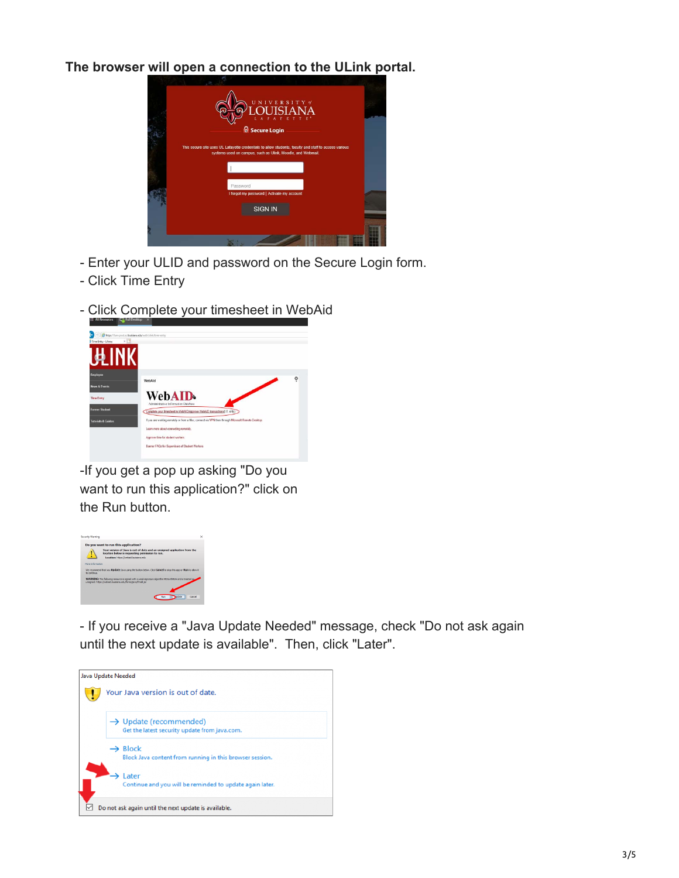**The browser will open a connection to the ULink portal.**

- Enter your ULID and password on the Secure Login form.
- Click Time Entry

- Click Complete your timesheet in WebAid

-If you get a pop up asking "Do you want to run this application?" click on the Run button.

- If you receive a "Java Update Needed" message, check "Do not ask again until the next update is available". Then, click "Later".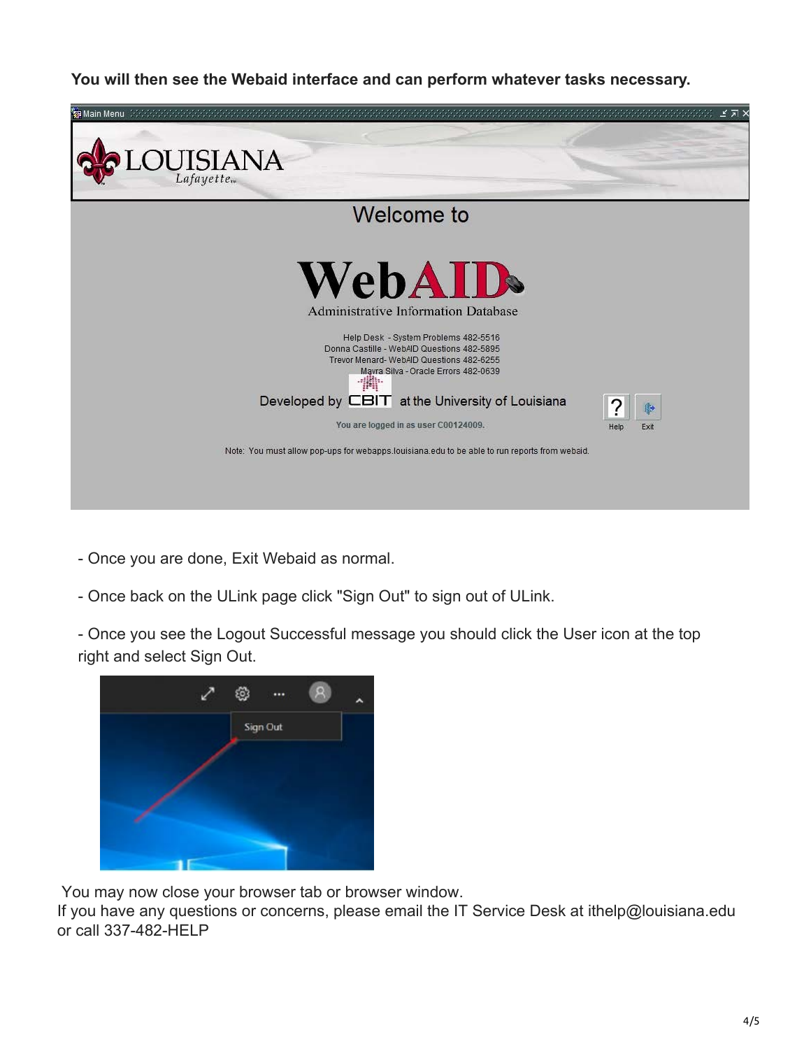**You will then see the Webaid interface and can perform whatever tasks necessary.**

- Once you are done, Exit Webaid as normal.

- Once back on the ULink page click "Sign Out" to sign out of ULink.

- Once you see the Logout Successful message you should click the User icon at the top right and select Sign Out.

You may now close your browser tab or browser window.
If you have any questions or concerns, please email the IT Service Desk at ithelp@louisiana.edu or call 337-482-HELP